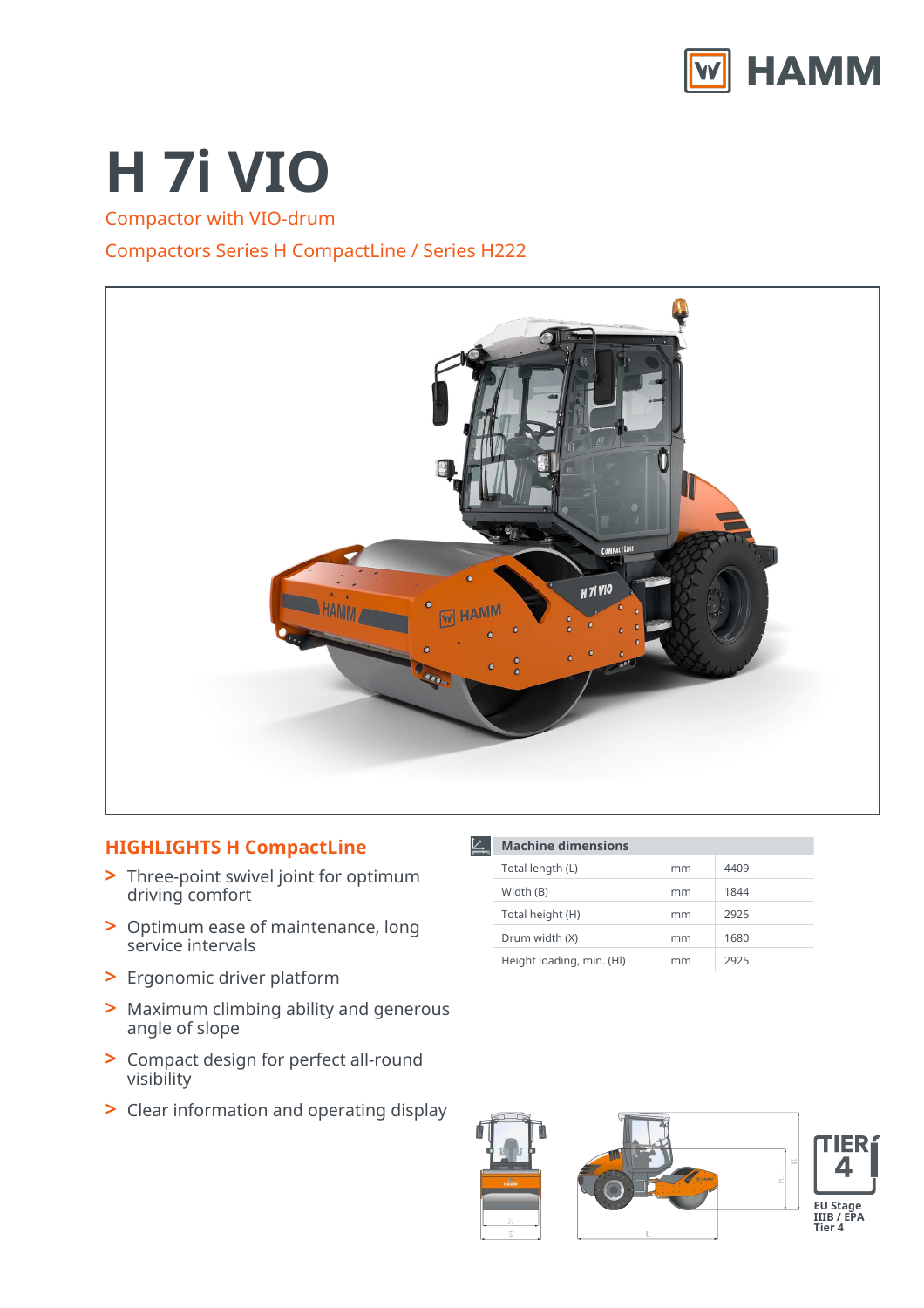# H 7i VIO

Compactor with VIO-drum

Compactors Series H CompactLine / Series H222

## HIGHLIGHTS H CompactLine

- Three-point swivel joint for optimum driving comfort
- Optimum ease of maintenance, long service intervals
- Ergonomic driver platform
- Maximum climbing ability and generous angle of slope
- Compact design for perfect all-round visibility
- Clear information and operating display

| Machine dimensions | | |
|---|---|---|
| Total length (L) | mm | 4409 |
| Width (B) | mm | 1844 |
| Total height (H) | mm | 2925 |
| Drum width (X) | mm | 1680 |
| Height loading, min. (Hl) | mm | 2925 |

TIER 4

EU Stage IIIB / EPA Tier 4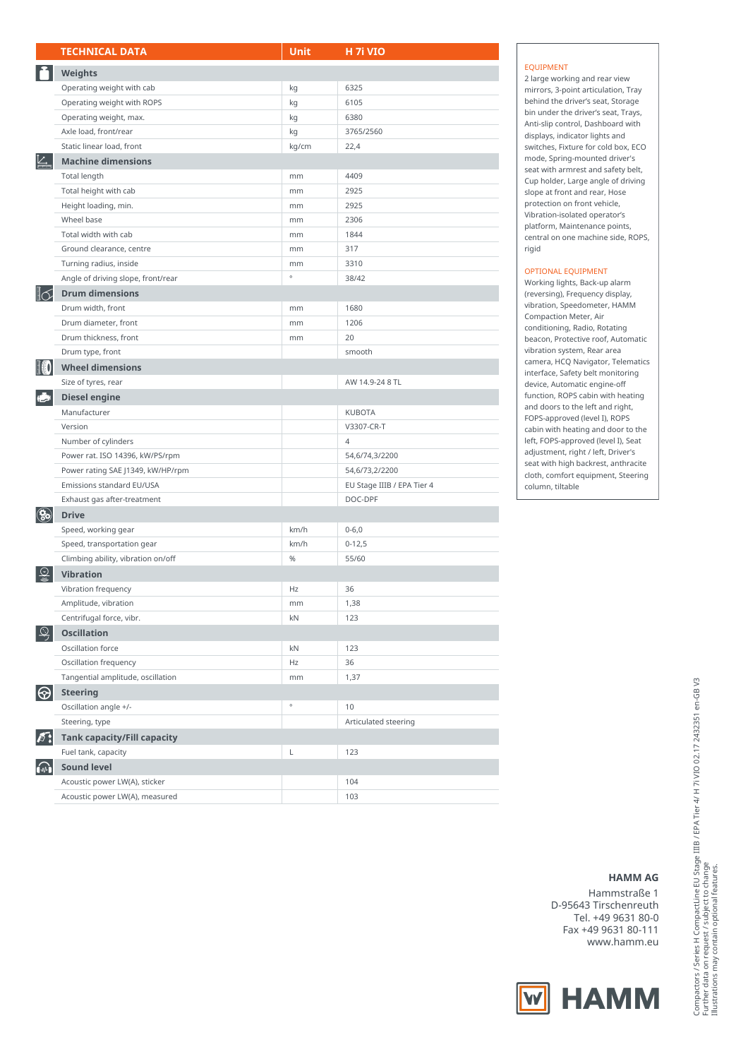| TECHNICAL DATA | Unit | H 7i VIO |
|---|---|---|
| **Weights** | | |
| Operating weight with cab | kg | 6325 |
| Operating weight with ROPS | kg | 6105 |
| Operating weight, max. | kg | 6380 |
| Axle load, front/rear | kg | 3765/2560 |
| Static linear load, front | kg/cm | 22,4 |
| **Machine dimensions** | | |
| Total length | mm | 4409 |
| Total height with cab | mm | 2925 |
| Height loading, min. | mm | 2925 |
| Wheel base | mm | 2306 |
| Total width with cab | mm | 1844 |
| Ground clearance, centre | mm | 317 |
| Turning radius, inside | mm | 3310 |
| Angle of driving slope, front/rear | ° | 38/42 |
| **Drum dimensions** | | |
| Drum width, front | mm | 1680 |
| Drum diameter, front | mm | 1206 |
| Drum thickness, front | mm | 20 |
| Drum type, front | | smooth |
| **Wheel dimensions** | | |
| Size of tyres, rear | | AW 14.9-24 8 TL |
| **Diesel engine** | | |
| Manufacturer | | KUBOTA |
| Version | | V3307-CR-T |
| Number of cylinders | | 4 |
| Power rat. ISO 14396, kW/PS/rpm | | 54,6/74,3/2200 |
| Power rating SAE J1349, kW/HP/rpm | | 54,6/73,2/2200 |
| Emissions standard EU/USA | | EU Stage IIIB / EPA Tier 4 |
| Exhaust gas after-treatment | | DOC-DPF |
| **Drive** | | |
| Speed, working gear | km/h | 0-6,0 |
| Speed, transportation gear | km/h | 0-12,5 |
| Climbing ability, vibration on/off | % | 55/60 |
| **Vibration** | | |
| Vibration frequency | Hz | 36 |
| Amplitude, vibration | mm | 1,38 |
| Centrifugal force, vibr. | kN | 123 |
| **Oscillation** | | |
| Oscillation force | kN | 123 |
| Oscillation frequency | Hz | 36 |
| Tangential amplitude, oscillation | mm | 1,37 |
| **Steering** | | |
| Oscillation angle +/- | ° | 10 |
| Steering, type | | Articulated steering |
| **Tank capacity/Fill capacity** | | |
| Fuel tank, capacity | L | 123 |
| **Sound level** | | |
| Acoustic power LW(A), sticker | | 104 |
| Acoustic power LW(A), measured | | 103 |

EQUIPMENT

2 large working and rear view mirrors, 3-point articulation, Tray behind the driver's seat, Storage bin under the driver's seat, Trays, Anti-slip control, Dashboard with displays, indicator lights and switches, Fixture for cold box, ECO mode, Spring-mounted driver's seat with armrest and safety belt, Cup holder, Large angle of driving slope at front and rear, Hose protection on front vehicle, Vibration-isolated operator's platform, Maintenance points, central on one machine side, ROPS, rigid

OPTIONAL EQUIPMENT

Working lights, Back-up alarm (reversing), Frequency display, vibration, Speedometer, HAMM Compaction Meter, Air conditioning, Radio, Rotating beacon, Protective roof, Automatic vibration system, Rear area camera, HCQ Navigator, Telematics interface, Safety belt monitoring device, Automatic engine-off function, ROPS cabin with heating and doors to the left and right, FOPS-approved (level I), ROPS cabin with heating and door to the left, FOPS-approved (level I), Seat adjustment, right / left, Driver's seat with high backrest, anthracite cloth, comfort equipment, Steering column, tiltable

**HAMM AG**

Hammstraße 1
D-95643 Tirschenreuth
Tel. +49 9631 80-0
Fax +49 9631 80-111
www.hamm.eu

HAMM

Compactors / Series H CompactLine EU Stage IIIB / EPA Tier 4/ H 7i VIO 02.17 2432351 en-GB V3
Further data on request / subject to change
Illustrations may contain optional features.